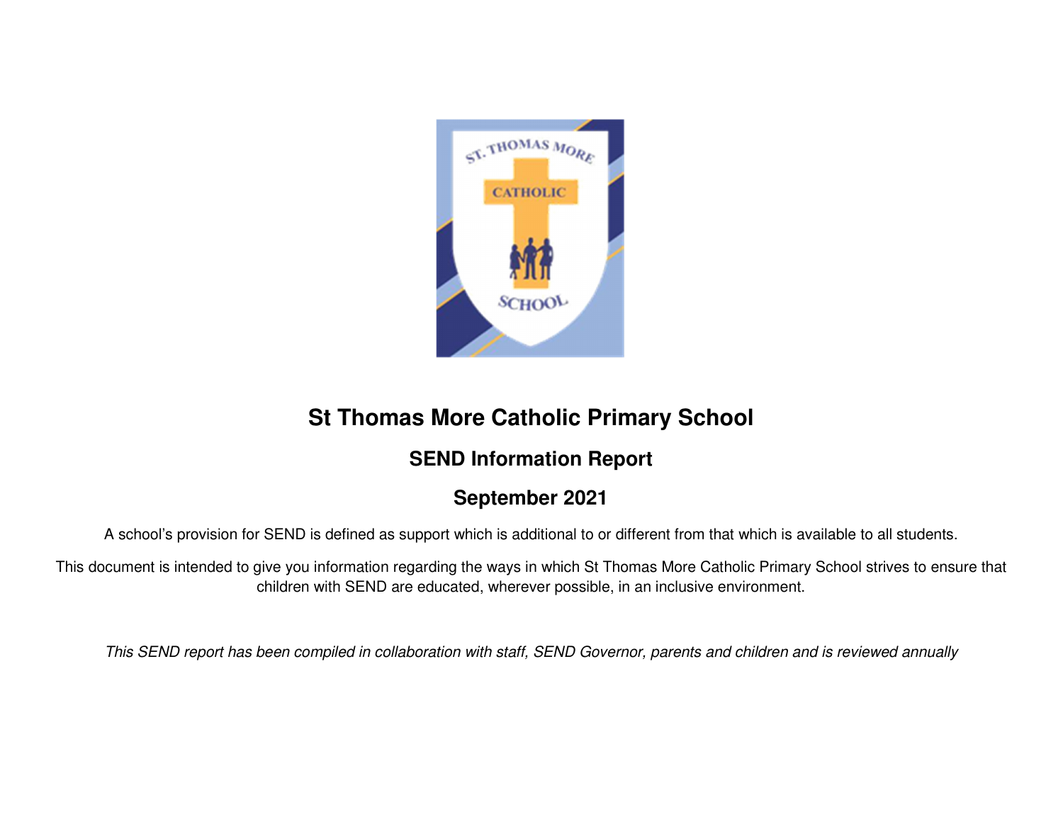# St Thomas More Catholic Primary School

## SEND Information Report

## September 2021

A school's provision for SEND is defined as support which is additional to or different from that which is available to all students.

This document is intended to give you information regarding the ways in which St Thomas More Catholic Primary School strives to ensure that children with SEND are educated, wherever possible, in an inclusive environment.

*This SEND report has been compiled in collaboration with staff, SEND Governor, parents and children and is reviewed annually*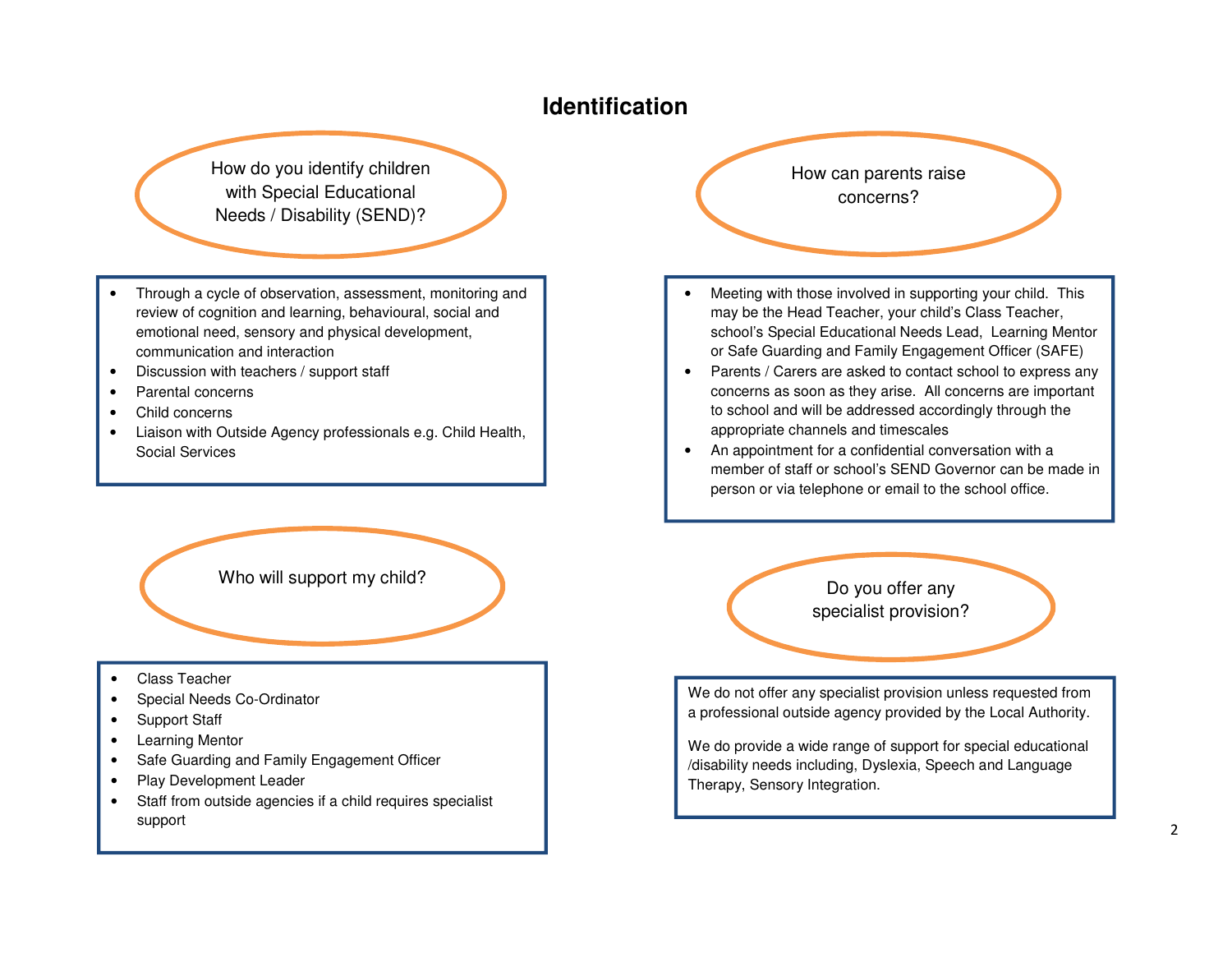# Identification

## How do you identify children with Special Educational Needs / Disability (SEND)?

- Through a cycle of observation, assessment, monitoring and review of cognition and learning, behavioural, social and emotional need, sensory and physical development, communication and interaction
- Discussion with teachers / support staff
- Parental concerns
- Child concerns
- Liaison with Outside Agency professionals e.g. Child Health, Social Services

## How can parents raise concerns?

- Meeting with those involved in supporting your child. This may be the Head Teacher, your child's Class Teacher, school's Special Educational Needs Lead, Learning Mentor or Safe Guarding and Family Engagement Officer (SAFE)
- Parents / Carers are asked to contact school to express any concerns as soon as they arise. All concerns are important to school and will be addressed accordingly through the appropriate channels and timescales
- An appointment for a confidential conversation with a member of staff or school's SEND Governor can be made in person or via telephone or email to the school office.

## Who will support my child?

- Class Teacher
- Special Needs Co-Ordinator
- Support Staff
- Learning Mentor
- Safe Guarding and Family Engagement Officer
- Play Development Leader
- Staff from outside agencies if a child requires specialist support

## Do you offer any specialist provision?

We do not offer any specialist provision unless requested from a professional outside agency provided by the Local Authority.

We do provide a wide range of support for special educational /disability needs including, Dyslexia, Speech and Language Therapy, Sensory Integration.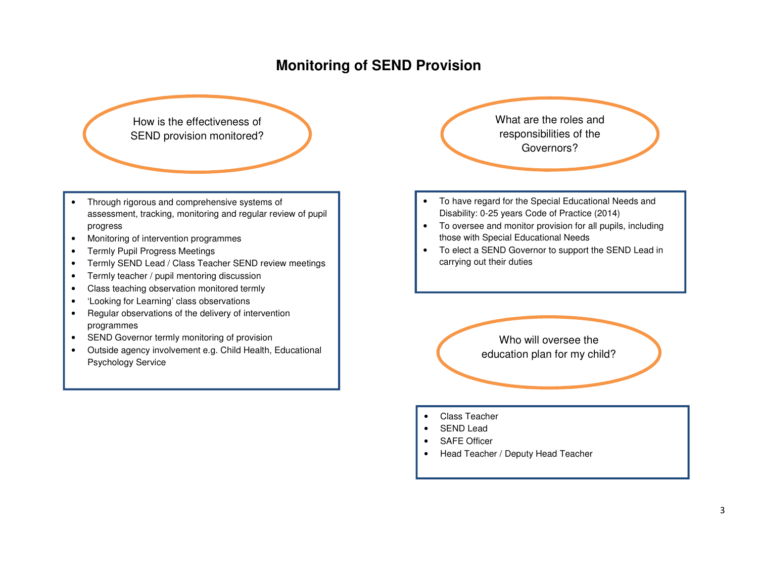# Monitoring of SEND Provision

## How is the effectiveness of SEND provision monitored?

- Through rigorous and comprehensive systems of assessment, tracking, monitoring and regular review of pupil progress
- Monitoring of intervention programmes
- Termly Pupil Progress Meetings
- Termly SEND Lead / Class Teacher SEND review meetings
- Termly teacher / pupil mentoring discussion
- Class teaching observation monitored termly
- 'Looking for Learning' class observations
- Regular observations of the delivery of intervention programmes
- SEND Governor termly monitoring of provision
- Outside agency involvement e.g. Child Health, Educational Psychology Service

## What are the roles and responsibilities of the Governors?

- To have regard for the Special Educational Needs and Disability: 0-25 years Code of Practice (2014)
- To oversee and monitor provision for all pupils, including those with Special Educational Needs
- To elect a SEND Governor to support the SEND Lead in carrying out their duties

## Who will oversee the education plan for my child?

- Class Teacher
- SEND Lead
- SAFE Officer
- Head Teacher / Deputy Head Teacher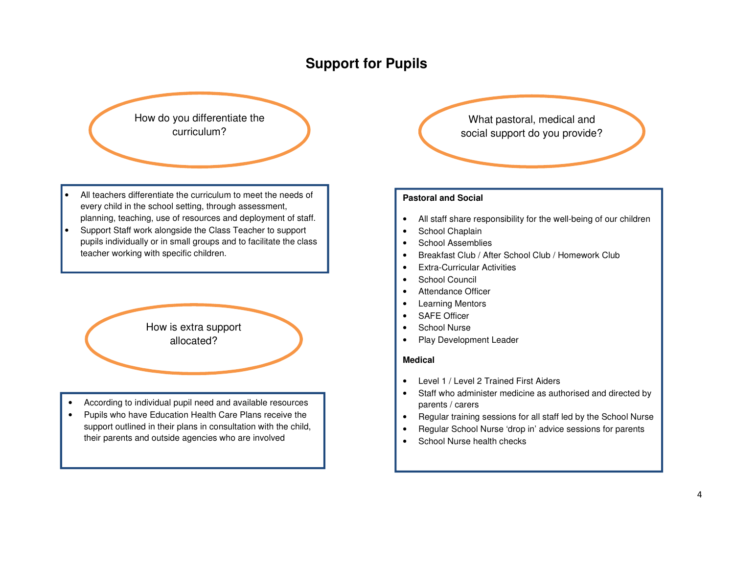# Support for Pupils

## How do you differentiate the curriculum?

- All teachers differentiate the curriculum to meet the needs of every child in the school setting, through assessment, planning, teaching, use of resources and deployment of staff.
- Support Staff work alongside the Class Teacher to support pupils individually or in small groups and to facilitate the class teacher working with specific children.

## How is extra support allocated?

- According to individual pupil need and available resources
- Pupils who have Education Health Care Plans receive the support outlined in their plans in consultation with the child, their parents and outside agencies who are involved

## What pastoral, medical and social support do you provide?

**Pastoral and Social**

- All staff share responsibility for the well-being of our children
- School Chaplain
- School Assemblies
- Breakfast Club / After School Club / Homework Club
- Extra-Curricular Activities
- School Council
- Attendance Officer
- Learning Mentors
- SAFE Officer
- School Nurse
- Play Development Leader

**Medical**

- Level 1 / Level 2 Trained First Aiders
- Staff who administer medicine as authorised and directed by parents / carers
- Regular training sessions for all staff led by the School Nurse
- Regular School Nurse 'drop in' advice sessions for parents
- School Nurse health checks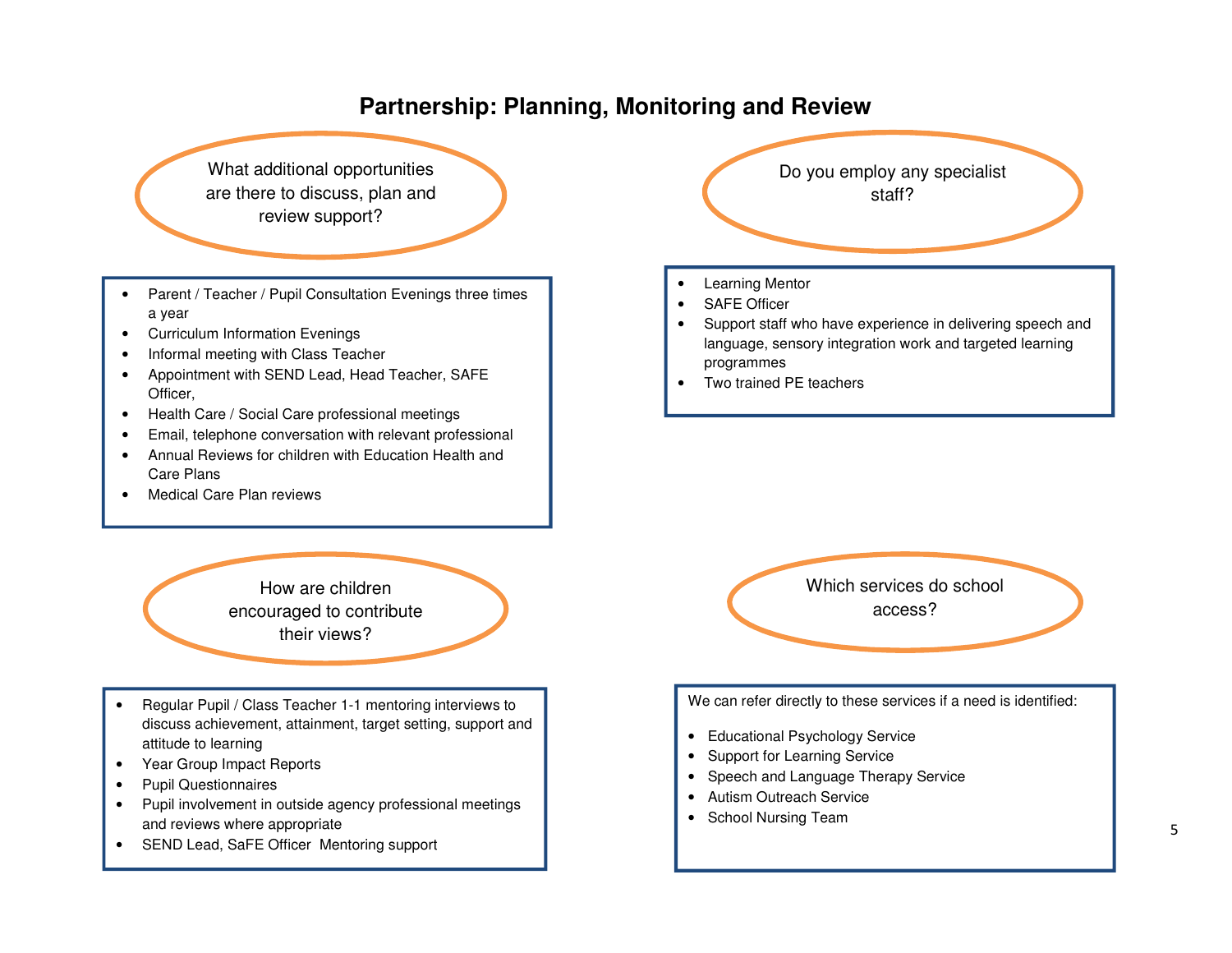# Partnership: Planning, Monitoring and Review

## What additional opportunities are there to discuss, plan and review support?

- Parent / Teacher / Pupil Consultation Evenings three times a year
- Curriculum Information Evenings
- Informal meeting with Class Teacher
- Appointment with SEND Lead, Head Teacher, SAFE Officer,
- Health Care / Social Care professional meetings
- Email, telephone conversation with relevant professional
- Annual Reviews for children with Education Health and Care Plans
- Medical Care Plan reviews

## Do you employ any specialist staff?

- Learning Mentor
- SAFE Officer
- Support staff who have experience in delivering speech and language, sensory integration work and targeted learning programmes
- Two trained PE teachers

## How are children encouraged to contribute their views?

- Regular Pupil / Class Teacher 1-1 mentoring interviews to discuss achievement, attainment, target setting, support and attitude to learning
- Year Group Impact Reports
- Pupil Questionnaires
- Pupil involvement in outside agency professional meetings and reviews where appropriate
- SEND Lead, SaFE Officer  Mentoring support

## Which services do school access?

We can refer directly to these services if a need is identified:

- Educational Psychology Service
- Support for Learning Service
- Speech and Language Therapy Service
- Autism Outreach Service
- School Nursing Team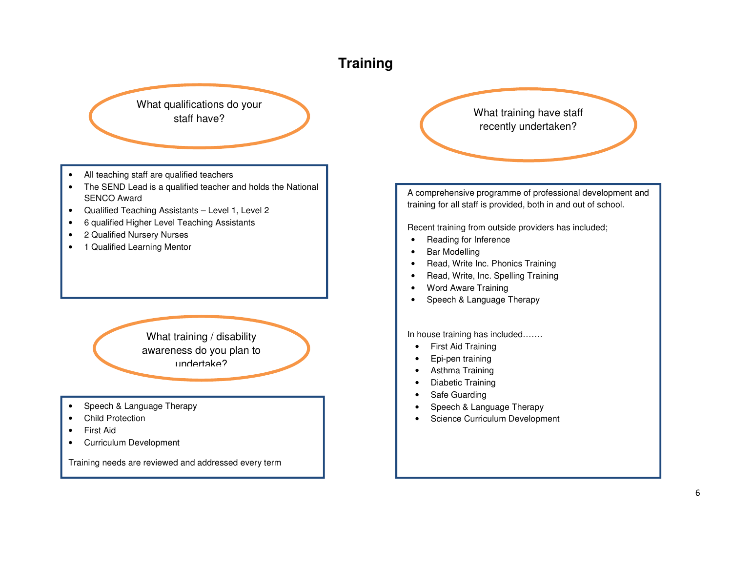# Training

## What qualifications do your staff have?

- All teaching staff are qualified teachers
- The SEND Lead is a qualified teacher and holds the National SENCO Award
- Qualified Teaching Assistants – Level 1, Level 2
- 6 qualified Higher Level Teaching Assistants
- 2 Qualified Nursery Nurses
- 1 Qualified Learning Mentor

## What training / disability awareness do you plan to undertake?

- Speech & Language Therapy
- Child Protection
- First Aid
- Curriculum Development

Training needs are reviewed and addressed every term

## What training have staff recently undertaken?

A comprehensive programme of professional development and training for all staff is provided, both in and out of school.

Recent training from outside providers has included;

- Reading for Inference
- Bar Modelling
- Read, Write Inc. Phonics Training
- Read, Write, Inc. Spelling Training
- Word Aware Training
- Speech & Language Therapy

In house training has included…….

- First Aid Training
- Epi-pen training
- Asthma Training
- Diabetic Training
- Safe Guarding
- Speech & Language Therapy
- Science Curriculum Development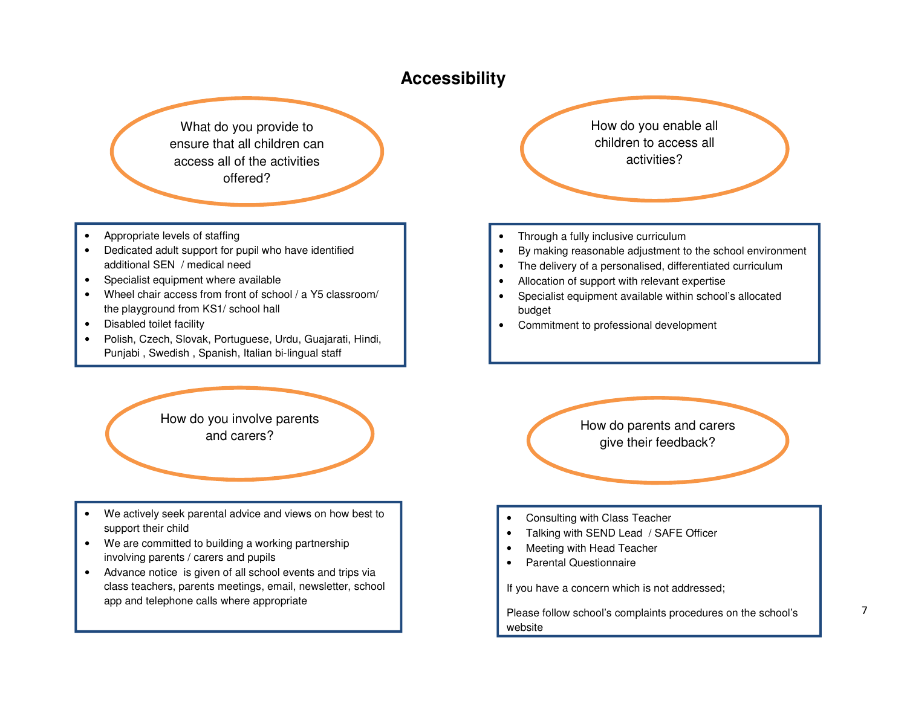# Accessibility

### What do you provide to ensure that all children can access all of the activities offered?

- Appropriate levels of staffing
- Dedicated adult support for pupil who have identified additional SEN / medical need
- Specialist equipment where available
- Wheel chair access from front of school / a Y5 classroom/ the playground from KS1/ school hall
- Disabled toilet facility
- Polish, Czech, Slovak, Portuguese, Urdu, Guajarati, Hindi, Punjabi , Swedish , Spanish, Italian bi-lingual staff

### How do you enable all children to access all activities?

- Through a fully inclusive curriculum
- By making reasonable adjustment to the school environment
- The delivery of a personalised, differentiated curriculum
- Allocation of support with relevant expertise
- Specialist equipment available within school's allocated budget
- Commitment to professional development

### How do you involve parents and carers?

- We actively seek parental advice and views on how best to support their child
- We are committed to building a working partnership involving parents / carers and pupils
- Advance notice is given of all school events and trips via class teachers, parents meetings, email, newsletter, school app and telephone calls where appropriate

### How do parents and carers give their feedback?

- Consulting with Class Teacher
- Talking with SEND Lead / SAFE Officer
- Meeting with Head Teacher
- Parental Questionnaire

If you have a concern which is not addressed;

Please follow school's complaints procedures on the school's website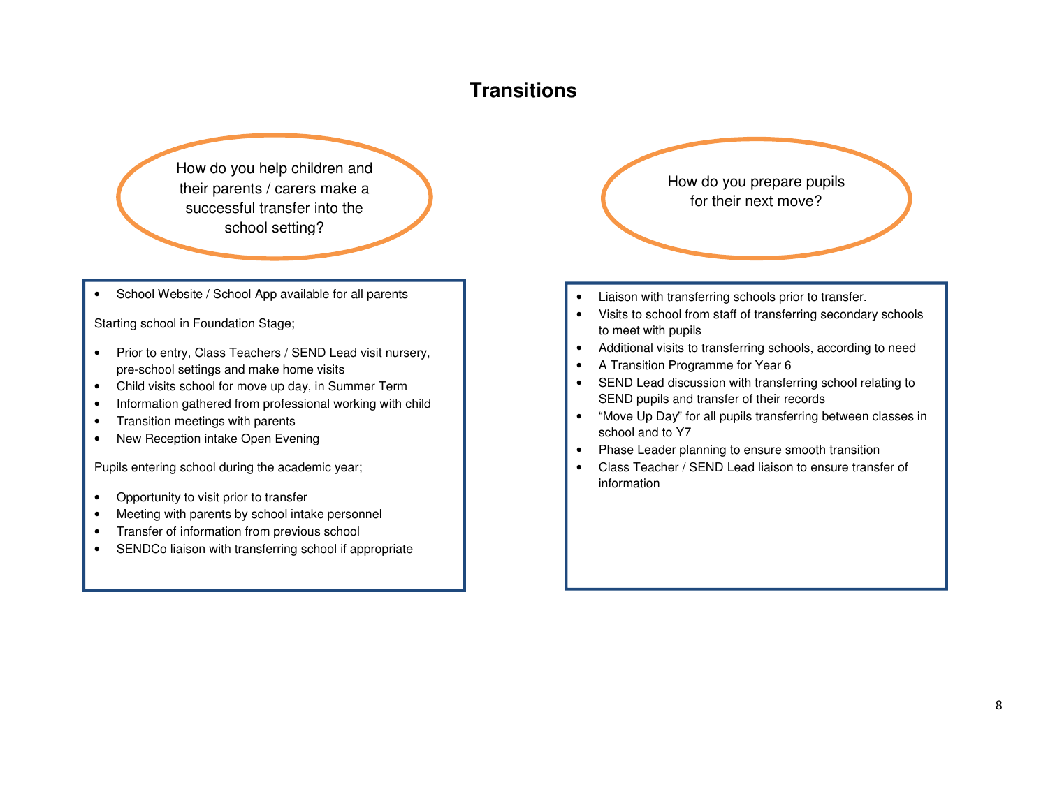# Transitions

## How do you help children and their parents / carers make a successful transfer into the school setting?

- School Website / School App available for all parents

Starting school in Foundation Stage;

- Prior to entry, Class Teachers / SEND Lead visit nursery, pre-school settings and make home visits
- Child visits school for move up day, in Summer Term
- Information gathered from professional working with child
- Transition meetings with parents
- New Reception intake Open Evening

Pupils entering school during the academic year;

- Opportunity to visit prior to transfer
- Meeting with parents by school intake personnel
- Transfer of information from previous school
- SENDCo liaison with transferring school if appropriate

## How do you prepare pupils for their next move?

- Liaison with transferring schools prior to transfer.
- Visits to school from staff of transferring secondary schools to meet with pupils
- Additional visits to transferring schools, according to need
- A Transition Programme for Year 6
- SEND Lead discussion with transferring school relating to SEND pupils and transfer of their records
- "Move Up Day" for all pupils transferring between classes in school and to Y7
- Phase Leader planning to ensure smooth transition
- Class Teacher / SEND Lead liaison to ensure transfer of information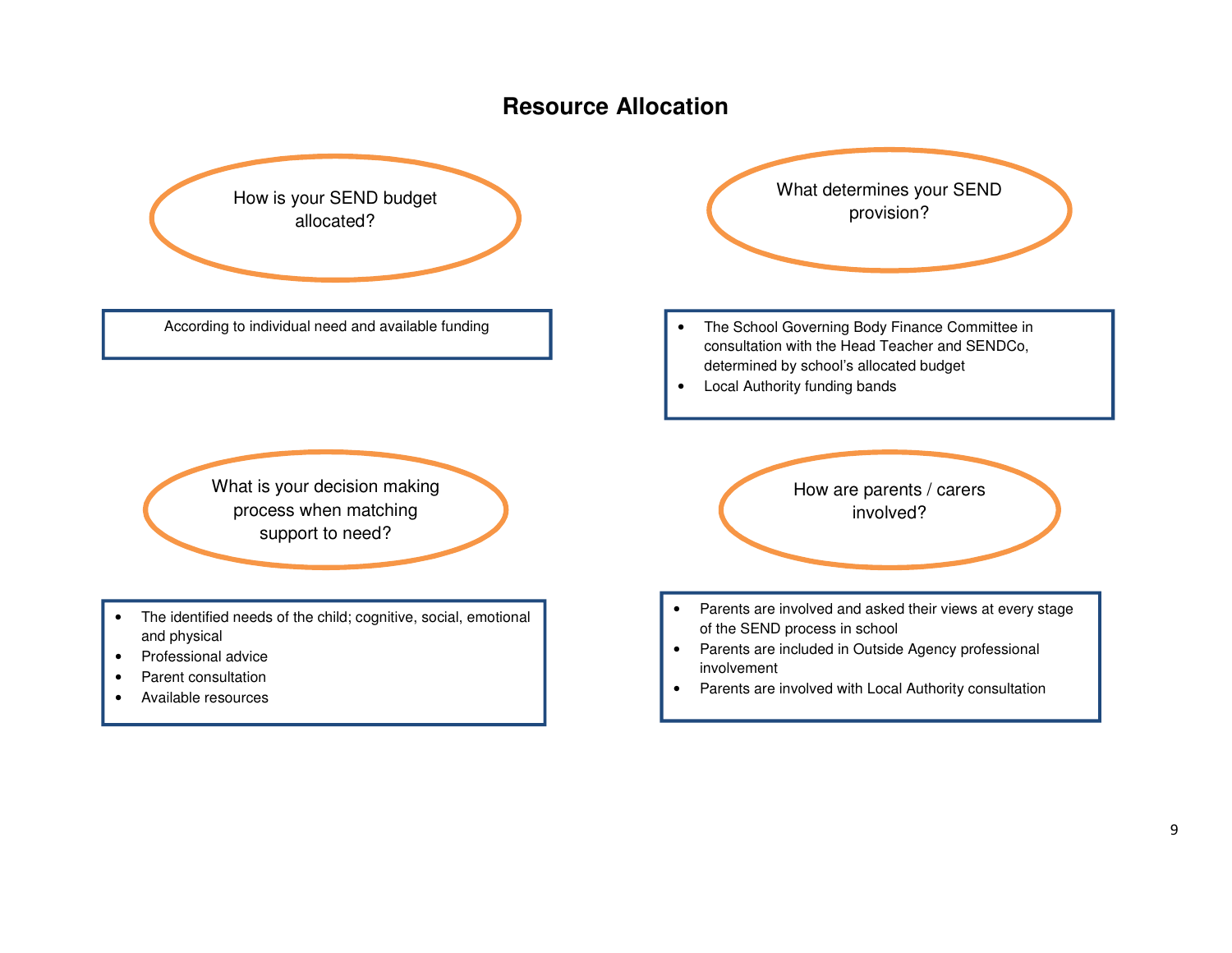# Resource Allocation

### How is your SEND budget allocated?

According to individual need and available funding

### What determines your SEND provision?

- The School Governing Body Finance Committee in consultation with the Head Teacher and SENDCo, determined by school's allocated budget
- Local Authority funding bands

### What is your decision making process when matching support to need?

- The identified needs of the child; cognitive, social, emotional and physical
- Professional advice
- Parent consultation
- Available resources

### How are parents / carers involved?

- Parents are involved and asked their views at every stage of the SEND process in school
- Parents are included in Outside Agency professional involvement
- Parents are involved with Local Authority consultation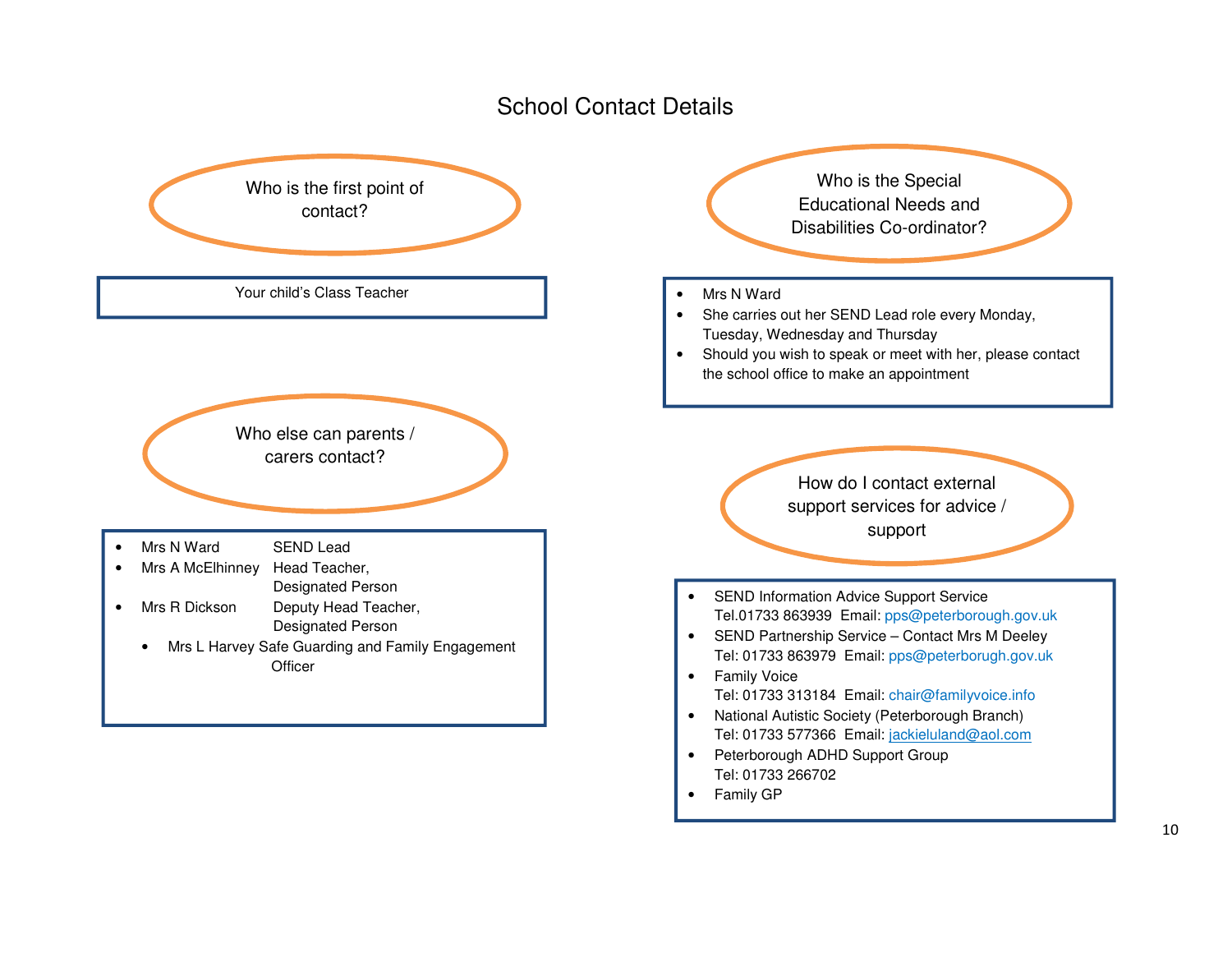# School Contact Details

## Who is the first point of contact?

Your child's Class Teacher

## Who is the Special Educational Needs and Disabilities Co-ordinator?

- Mrs N Ward
- She carries out her SEND Lead role every Monday, Tuesday, Wednesday and Thursday
- Should you wish to speak or meet with her, please contact the school office to make an appointment

## Who else can parents / carers contact?

- Mrs N Ward — SEND Lead
- Mrs A McElhinney — Head Teacher, Designated Person
- Mrs R Dickson — Deputy Head Teacher, Designated Person
- Mrs L Harvey Safe Guarding and Family Engagement Officer

## How do I contact external support services for advice / support

- SEND Information Advice Support Service
  Tel.01733 863939 Email: pps@peterborough.gov.uk
- SEND Partnership Service – Contact Mrs M Deeley
  Tel: 01733 863979 Email: pps@peterborough.gov.uk
- Family Voice
  Tel: 01733 313184 Email: chair@familyvoice.info
- National Autistic Society (Peterborough Branch)
  Tel: 01733 577366 Email: jackieluland@aol.com
- Peterborough ADHD Support Group
  Tel: 01733 266702
- Family GP